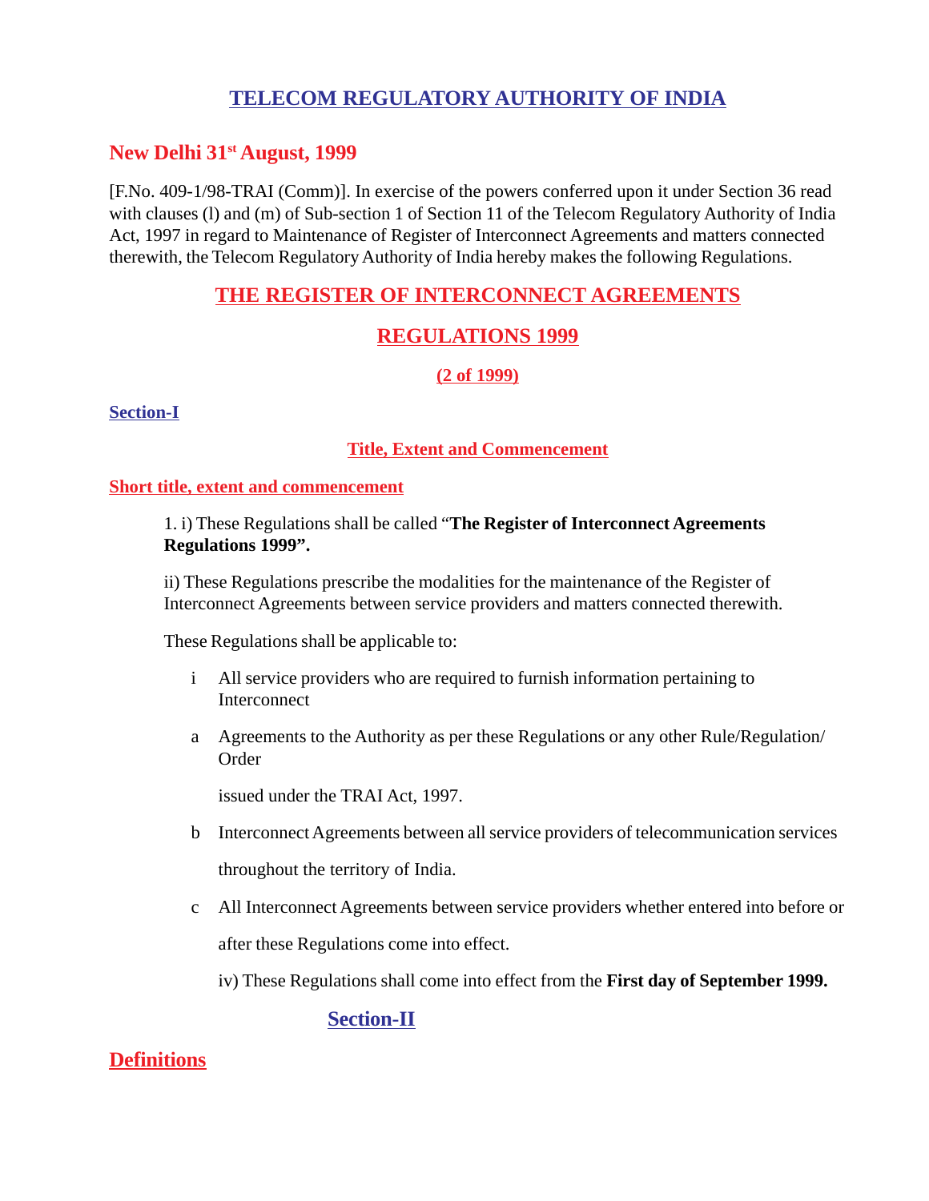# TELECOM REGULATORY AUTHORITY OF INDIA

## New Delhi 31st August, 1999

[F.No. 409-1/98-TRAI (Comm)]. In exercise of the powers conferred upon it under Section 36 read with clauses (l) and (m) of Sub-section 1 of Section 11 of the Telecom Regulatory Authority of India Act, 1997 in regard to Maintenance of Register of Interconnect Agreements and matters connected therewith, the Telecom Regulatory Authority of India hereby makes the following Regulations.

## THE REGISTER OF INTERCONNECT AGREEMENTS

## REGULATIONS 1999

### (2 of 1999)

### Section-I

### Title, Extent and Commencement

#### Short title, extent and commencement

1. i) These Regulations shall be called "**The Register of Interconnect Agreements Regulations 1999".**

ii) These Regulations prescribe the modalities for the maintenance of the Register of Interconnect Agreements between service providers and matters connected therewith.

These Regulations shall be applicable to:

i All service providers who are required to furnish information pertaining to Interconnect

a Agreements to the Authority as per these Regulations or any other Rule/Regulation/ Order

issued under the TRAI Act, 1997.

b Interconnect Agreements between all service providers of telecommunication services throughout the territory of India.

c All Interconnect Agreements between service providers whether entered into before or after these Regulations come into effect.

iv) These Regulations shall come into effect from the **First day of September 1999.**

### Section-II

## Definitions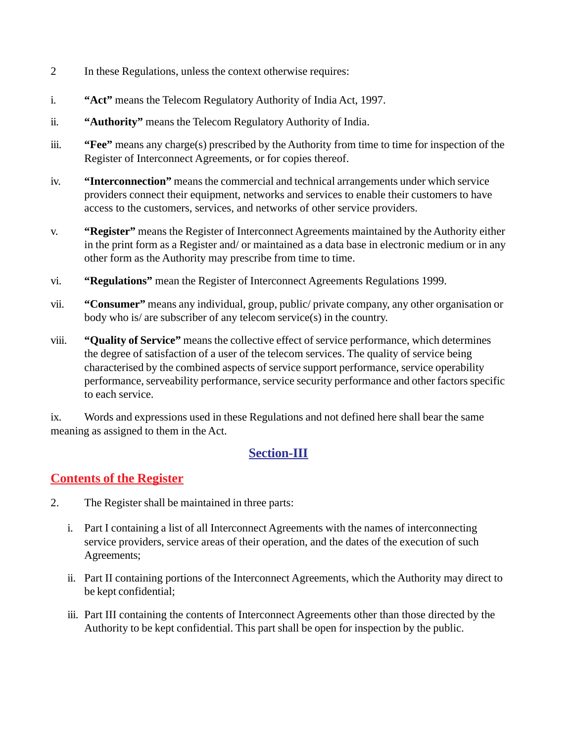2 In these Regulations, unless the context otherwise requires:

i. **“Act”** means the Telecom Regulatory Authority of India Act, 1997.

ii. **“Authority”** means the Telecom Regulatory Authority of India.

iii. **“Fee”** means any charge(s) prescribed by the Authority from time to time for inspection of the Register of Interconnect Agreements, or for copies thereof.

iv. **“Interconnection”** means the commercial and technical arrangements under which service providers connect their equipment, networks and services to enable their customers to have access to the customers, services, and networks of other service providers.

v. **“Register”** means the Register of Interconnect Agreements maintained by the Authority either in the print form as a Register and/ or maintained as a data base in electronic medium or in any other form as the Authority may prescribe from time to time.

vi. **“Regulations”** mean the Register of Interconnect Agreements Regulations 1999.

vii. **“Consumer”** means any individual, group, public/ private company, any other organisation or body who is/ are subscriber of any telecom service(s) in the country.

viii. **“Quality of Service”** means the collective effect of service performance, which determines the degree of satisfaction of a user of the telecom services. The quality of service being characterised by the combined aspects of service support performance, service operability performance, serveability performance, service security performance and other factors specific to each service.

ix. Words and expressions used in these Regulations and not defined here shall bear the same meaning as assigned to them in the Act.

## Section-III

## Contents of the Register

2. The Register shall be maintained in three parts:

   i. Part I containing a list of all Interconnect Agreements with the names of interconnecting service providers, service areas of their operation, and the dates of the execution of such Agreements;

   ii. Part II containing portions of the Interconnect Agreements, which the Authority may direct to be kept confidential;

   iii. Part III containing the contents of Interconnect Agreements other than those directed by the Authority to be kept confidential. This part shall be open for inspection by the public.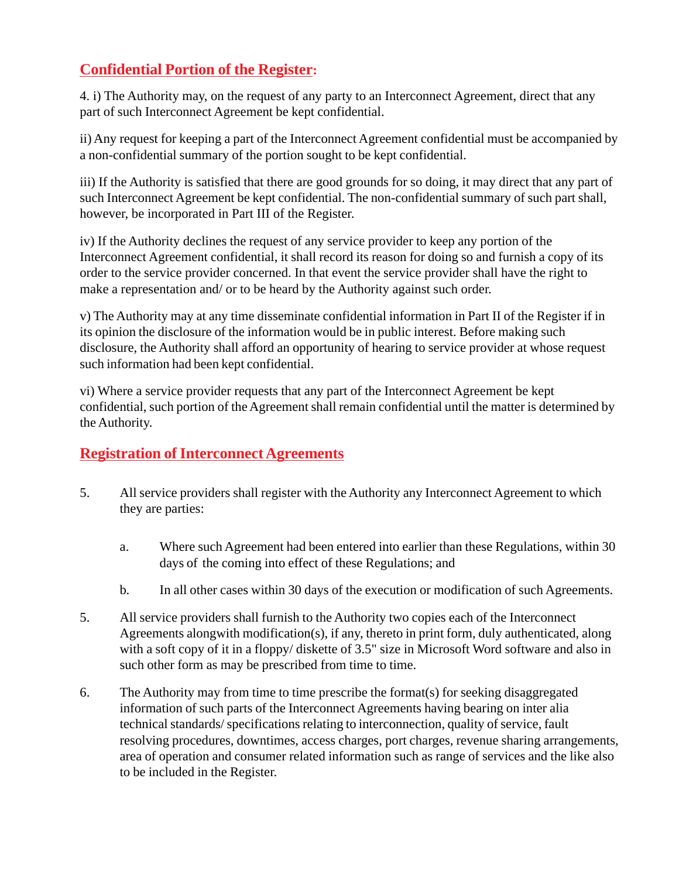## Confidential Portion of the Register:

4. i) The Authority may, on the request of any party to an Interconnect Agreement, direct that any part of such Interconnect Agreement be kept confidential.

ii) Any request for keeping a part of the Interconnect Agreement confidential must be accompanied by a non-confidential summary of the portion sought to be kept confidential.

iii) If the Authority is satisfied that there are good grounds for so doing, it may direct that any part of such Interconnect Agreement be kept confidential. The non-confidential summary of such part shall, however, be incorporated in Part III of the Register.

iv) If the Authority declines the request of any service provider to keep any portion of the Interconnect Agreement confidential, it shall record its reason for doing so and furnish a copy of its order to the service provider concerned. In that event the service provider shall have the right to make a representation and/ or to be heard by the Authority against such order.

v) The Authority may at any time disseminate confidential information in Part II of the Register if in its opinion the disclosure of the information would be in public interest. Before making such disclosure, the Authority shall afford an opportunity of hearing to service provider at whose request such information had been kept confidential.

vi) Where a service provider requests that any part of the Interconnect Agreement be kept confidential, such portion of the Agreement shall remain confidential until the matter is determined by the Authority.

## Registration of Interconnect Agreements

5. All service providers shall register with the Authority any Interconnect Agreement to which they are parties:

   a. Where such Agreement had been entered into earlier than these Regulations, within 30 days of the coming into effect of these Regulations; and

   b. In all other cases within 30 days of the execution or modification of such Agreements.

5. All service providers shall furnish to the Authority two copies each of the Interconnect Agreements alongwith modification(s), if any, thereto in print form, duly authenticated, along with a soft copy of it in a floppy/ diskette of 3.5" size in Microsoft Word software and also in such other form as may be prescribed from time to time.

6. The Authority may from time to time prescribe the format(s) for seeking disaggregated information of such parts of the Interconnect Agreements having bearing on inter alia technical standards/ specifications relating to interconnection, quality of service, fault resolving procedures, downtimes, access charges, port charges, revenue sharing arrangements, area of operation and consumer related information such as range of services and the like also to be included in the Register.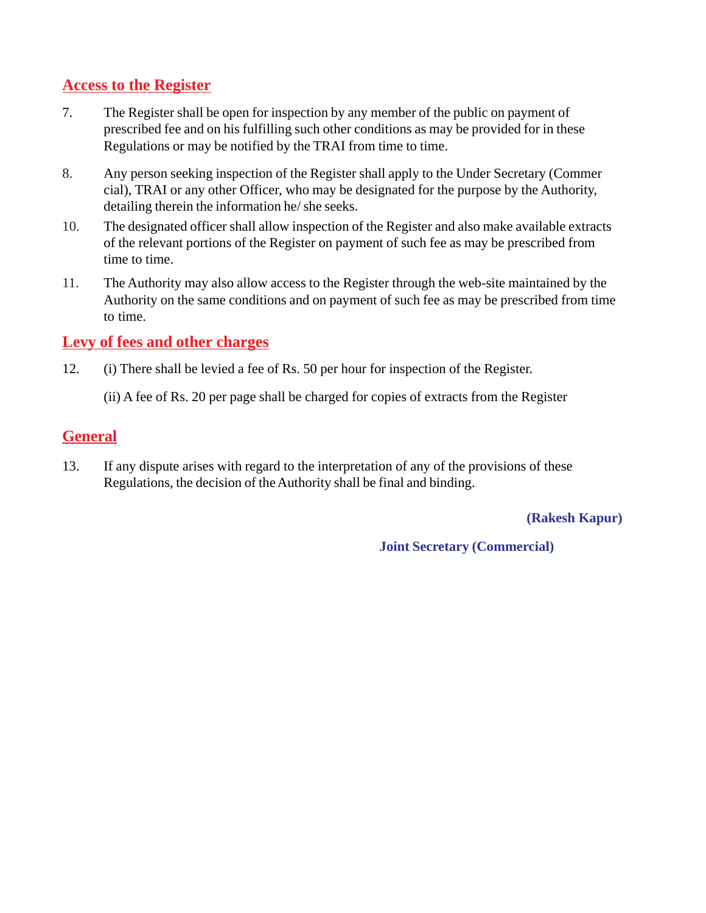## Access to the Register

7. The Register shall be open for inspection by any member of the public on payment of prescribed fee and on his fulfilling such other conditions as may be provided for in these Regulations or may be notified by the TRAI from time to time.

8. Any person seeking inspection of the Register shall apply to the Under Secretary (Commercial), TRAI or any other Officer, who may be designated for the purpose by the Authority, detailing therein the information he/ she seeks.

10. The designated officer shall allow inspection of the Register and also make available extracts of the relevant portions of the Register on payment of such fee as may be prescribed from time to time.

11. The Authority may also allow access to the Register through the web-site maintained by the Authority on the same conditions and on payment of such fee as may be prescribed from time to time.

## Levy of fees and other charges

12. (i) There shall be levied a fee of Rs. 50 per hour for inspection of the Register.

    (ii) A fee of Rs. 20 per page shall be charged for copies of extracts from the Register

## General

13. If any dispute arises with regard to the interpretation of any of the provisions of these Regulations, the decision of the Authority shall be final and binding.

**(Rakesh Kapur)**

**Joint Secretary (Commercial)**